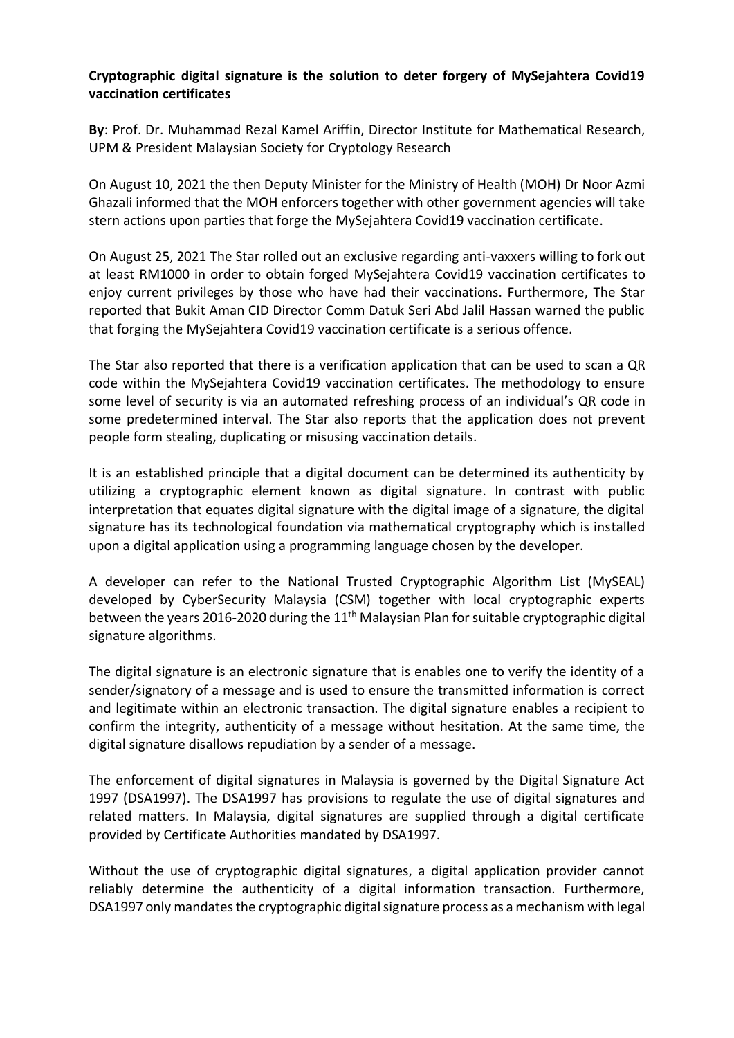**Cryptographic digital signature is the solution to deter forgery of MySejahtera Covid19 vaccination certificates**

**By**: Prof. Dr. Muhammad Rezal Kamel Ariffin, Director Institute for Mathematical Research, UPM & President Malaysian Society for Cryptology Research

On August 10, 2021 the then Deputy Minister for the Ministry of Health (MOH) Dr Noor Azmi Ghazali informed that the MOH enforcers together with other government agencies will take stern actions upon parties that forge the MySejahtera Covid19 vaccination certificate.

On August 25, 2021 The Star rolled out an exclusive regarding anti-vaxxers willing to fork out at least RM1000 in order to obtain forged MySejahtera Covid19 vaccination certificates to enjoy current privileges by those who have had their vaccinations. Furthermore, The Star reported that Bukit Aman CID Director Comm Datuk Seri Abd Jalil Hassan warned the public that forging the MySejahtera Covid19 vaccination certificate is a serious offence.

The Star also reported that there is a verification application that can be used to scan a QR code within the MySejahtera Covid19 vaccination certificates. The methodology to ensure some level of security is via an automated refreshing process of an individual's QR code in some predetermined interval. The Star also reports that the application does not prevent people form stealing, duplicating or misusing vaccination details.

It is an established principle that a digital document can be determined its authenticity by utilizing a cryptographic element known as digital signature. In contrast with public interpretation that equates digital signature with the digital image of a signature, the digital signature has its technological foundation via mathematical cryptography which is installed upon a digital application using a programming language chosen by the developer.

A developer can refer to the National Trusted Cryptographic Algorithm List (MySEAL) developed by CyberSecurity Malaysia (CSM) together with local cryptographic experts between the years 2016-2020 during the 11th Malaysian Plan for suitable cryptographic digital signature algorithms.

The digital signature is an electronic signature that is enables one to verify the identity of a sender/signatory of a message and is used to ensure the transmitted information is correct and legitimate within an electronic transaction. The digital signature enables a recipient to confirm the integrity, authenticity of a message without hesitation. At the same time, the digital signature disallows repudiation by a sender of a message.

The enforcement of digital signatures in Malaysia is governed by the Digital Signature Act 1997 (DSA1997). The DSA1997 has provisions to regulate the use of digital signatures and related matters. In Malaysia, digital signatures are supplied through a digital certificate provided by Certificate Authorities mandated by DSA1997.

Without the use of cryptographic digital signatures, a digital application provider cannot reliably determine the authenticity of a digital information transaction. Furthermore, DSA1997 only mandates the cryptographic digital signature process as a mechanism with legal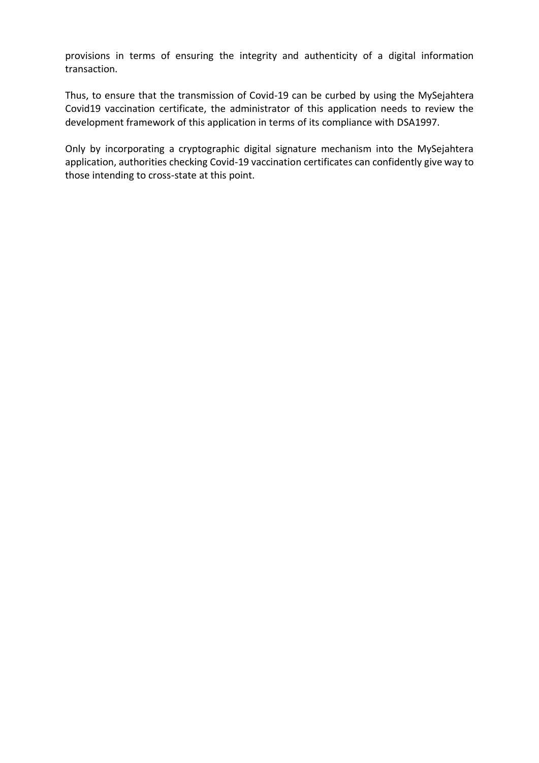provisions in terms of ensuring the integrity and authenticity of a digital information transaction.

Thus, to ensure that the transmission of Covid-19 can be curbed by using the MySejahtera Covid19 vaccination certificate, the administrator of this application needs to review the development framework of this application in terms of its compliance with DSA1997.

Only by incorporating a cryptographic digital signature mechanism into the MySejahtera application, authorities checking Covid-19 vaccination certificates can confidently give way to those intending to cross-state at this point.